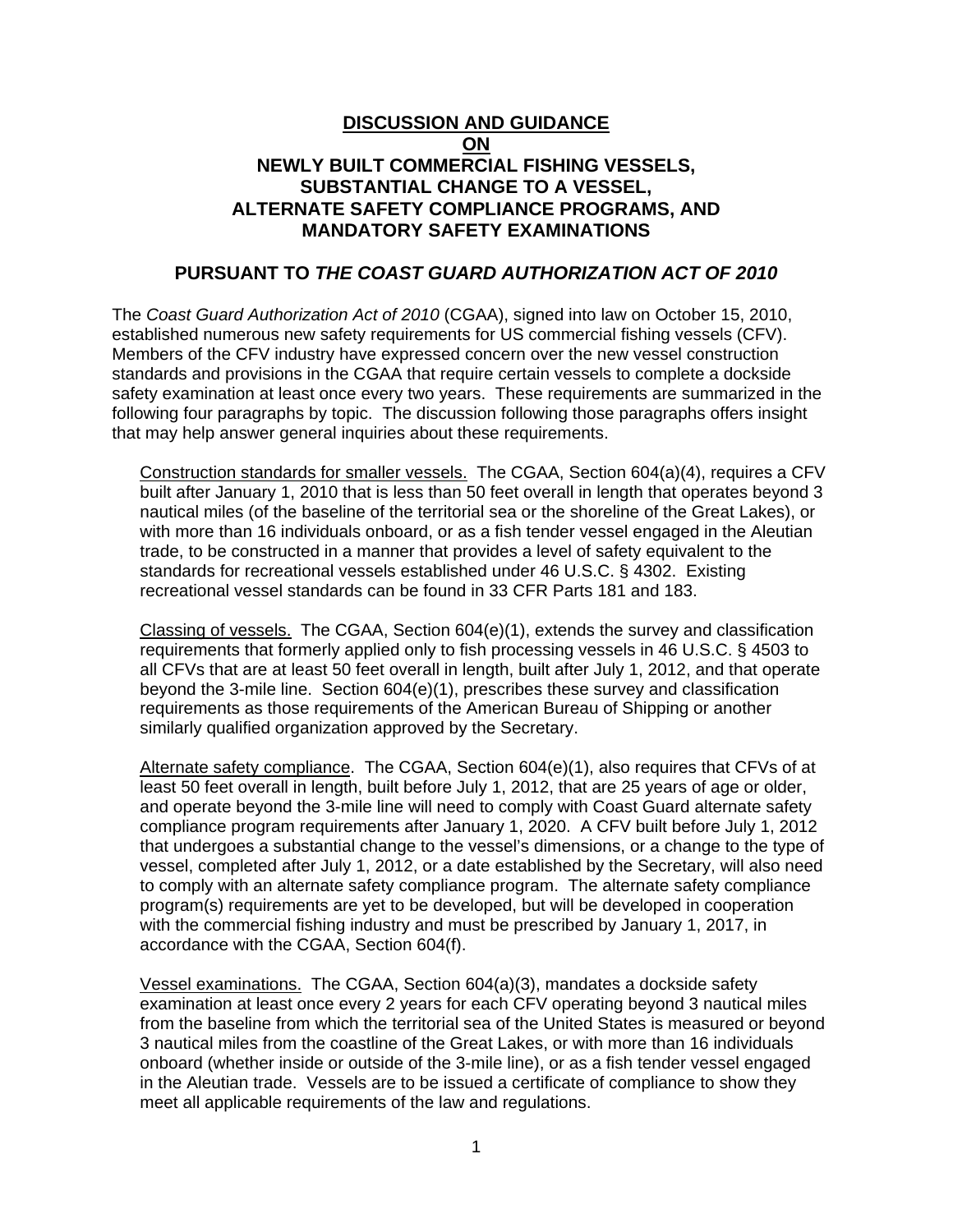# DISCUSSION AND GUIDANCE ON NEWLY BUILT COMMERCIAL FISHING VESSELS, SUBSTANTIAL CHANGE TO A VESSEL, ALTERNATE SAFETY COMPLIANCE PROGRAMS, AND MANDATORY SAFETY EXAMINATIONS

## PURSUANT TO *THE COAST GUARD AUTHORIZATION ACT OF 2010*

The *Coast Guard Authorization Act of 2010* (CGAA), signed into law on October 15, 2010, established numerous new safety requirements for US commercial fishing vessels (CFV). Members of the CFV industry have expressed concern over the new vessel construction standards and provisions in the CGAA that require certain vessels to complete a dockside safety examination at least once every two years. These requirements are summarized in the following four paragraphs by topic. The discussion following those paragraphs offers insight that may help answer general inquiries about these requirements.

Construction standards for smaller vessels. The CGAA, Section 604(a)(4), requires a CFV built after January 1, 2010 that is less than 50 feet overall in length that operates beyond 3 nautical miles (of the baseline of the territorial sea or the shoreline of the Great Lakes), or with more than 16 individuals onboard, or as a fish tender vessel engaged in the Aleutian trade, to be constructed in a manner that provides a level of safety equivalent to the standards for recreational vessels established under 46 U.S.C. § 4302. Existing recreational vessel standards can be found in 33 CFR Parts 181 and 183.

Classing of vessels. The CGAA, Section 604(e)(1), extends the survey and classification requirements that formerly applied only to fish processing vessels in 46 U.S.C. § 4503 to all CFVs that are at least 50 feet overall in length, built after July 1, 2012, and that operate beyond the 3-mile line. Section 604(e)(1), prescribes these survey and classification requirements as those requirements of the American Bureau of Shipping or another similarly qualified organization approved by the Secretary.

Alternate safety compliance. The CGAA, Section 604(e)(1), also requires that CFVs of at least 50 feet overall in length, built before July 1, 2012, that are 25 years of age or older, and operate beyond the 3-mile line will need to comply with Coast Guard alternate safety compliance program requirements after January 1, 2020. A CFV built before July 1, 2012 that undergoes a substantial change to the vessel's dimensions, or a change to the type of vessel, completed after July 1, 2012, or a date established by the Secretary, will also need to comply with an alternate safety compliance program. The alternate safety compliance program(s) requirements are yet to be developed, but will be developed in cooperation with the commercial fishing industry and must be prescribed by January 1, 2017, in accordance with the CGAA, Section 604(f).

Vessel examinations. The CGAA, Section 604(a)(3), mandates a dockside safety examination at least once every 2 years for each CFV operating beyond 3 nautical miles from the baseline from which the territorial sea of the United States is measured or beyond 3 nautical miles from the coastline of the Great Lakes, or with more than 16 individuals onboard (whether inside or outside of the 3-mile line), or as a fish tender vessel engaged in the Aleutian trade. Vessels are to be issued a certificate of compliance to show they meet all applicable requirements of the law and regulations.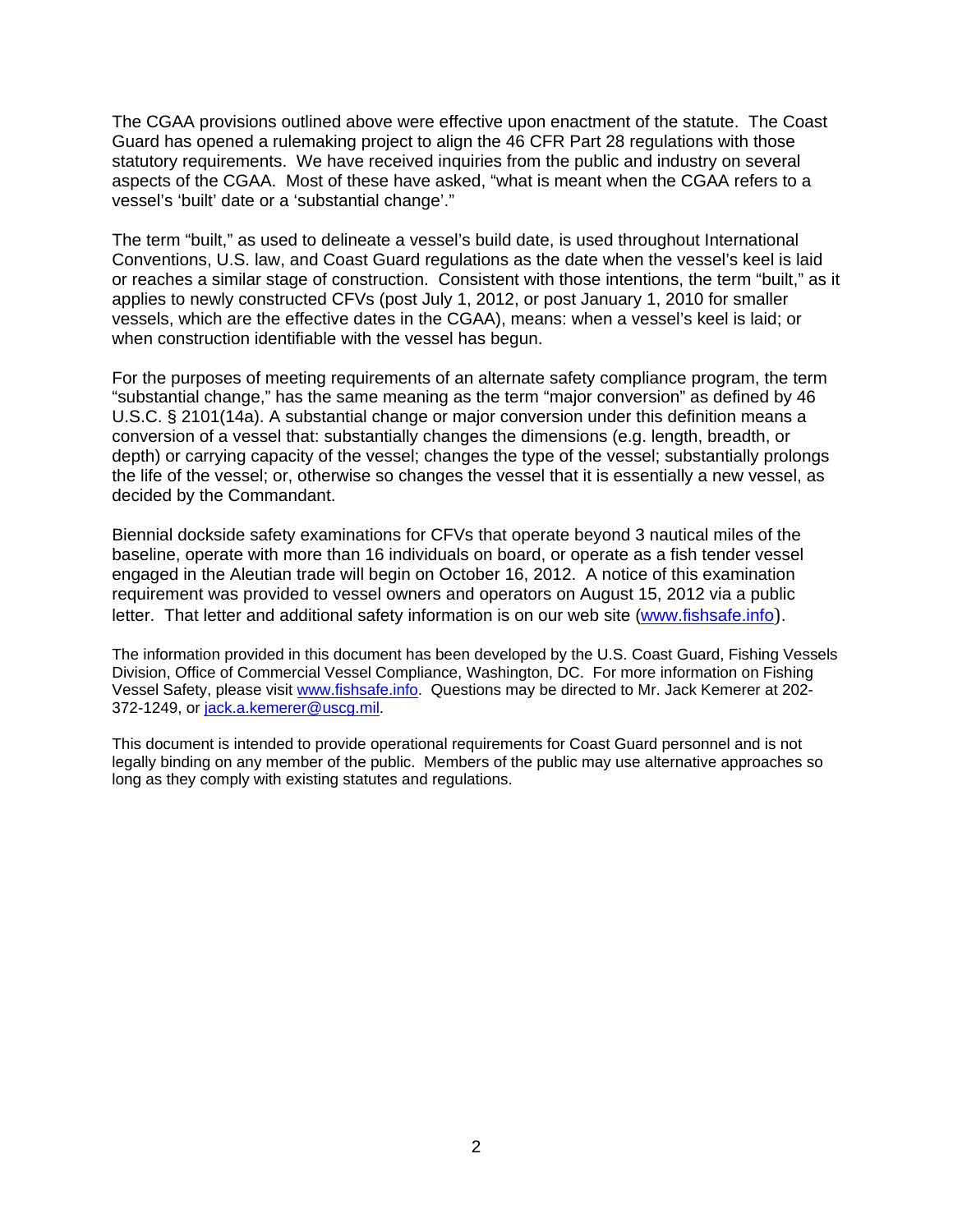The CGAA provisions outlined above were effective upon enactment of the statute. The Coast Guard has opened a rulemaking project to align the 46 CFR Part 28 regulations with those statutory requirements. We have received inquiries from the public and industry on several aspects of the CGAA. Most of these have asked, "what is meant when the CGAA refers to a vessel's 'built' date or a 'substantial change'."

The term "built," as used to delineate a vessel's build date, is used throughout International Conventions, U.S. law, and Coast Guard regulations as the date when the vessel's keel is laid or reaches a similar stage of construction. Consistent with those intentions, the term "built," as it applies to newly constructed CFVs (post July 1, 2012, or post January 1, 2010 for smaller vessels, which are the effective dates in the CGAA), means: when a vessel's keel is laid; or when construction identifiable with the vessel has begun.

For the purposes of meeting requirements of an alternate safety compliance program, the term "substantial change," has the same meaning as the term "major conversion" as defined by 46 U.S.C. § 2101(14a). A substantial change or major conversion under this definition means a conversion of a vessel that: substantially changes the dimensions (e.g. length, breadth, or depth) or carrying capacity of the vessel; changes the type of the vessel; substantially prolongs the life of the vessel; or, otherwise so changes the vessel that it is essentially a new vessel, as decided by the Commandant.

Biennial dockside safety examinations for CFVs that operate beyond 3 nautical miles of the baseline, operate with more than 16 individuals on board, or operate as a fish tender vessel engaged in the Aleutian trade will begin on October 16, 2012. A notice of this examination requirement was provided to vessel owners and operators on August 15, 2012 via a public letter. That letter and additional safety information is on our web site (www.fishsafe.info).

The information provided in this document has been developed by the U.S. Coast Guard, Fishing Vessels Division, Office of Commercial Vessel Compliance, Washington, DC. For more information on Fishing Vessel Safety, please visit www.fishsafe.info. Questions may be directed to Mr. Jack Kemerer at 202-372-1249, or jack.a.kemerer@uscg.mil.

This document is intended to provide operational requirements for Coast Guard personnel and is not legally binding on any member of the public. Members of the public may use alternative approaches so long as they comply with existing statutes and regulations.